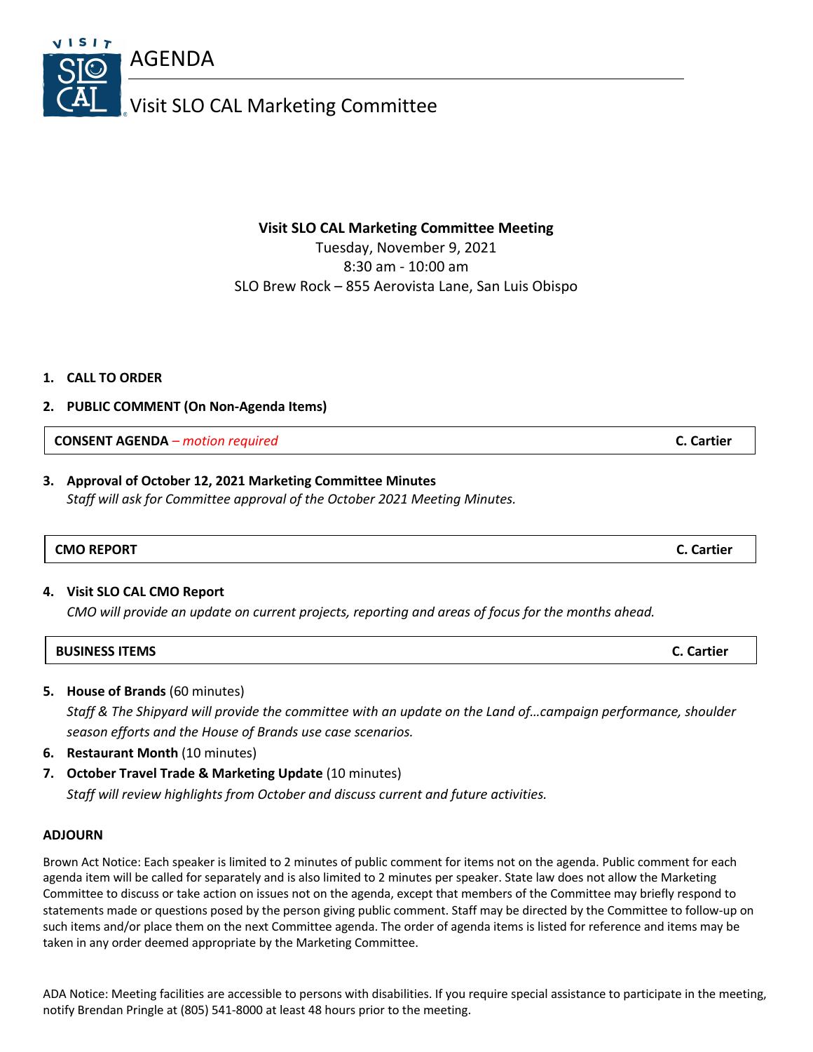# AGENDA

## Visit SLO CAL Marketing Committee

**Visit SLO CAL Marketing Committee Meeting**
Tuesday, November 9, 2021
8:30 am - 10:00 am
SLO Brew Rock – 855 Aerovista Lane, San Luis Obispo

1. **CALL TO ORDER**
2. **PUBLIC COMMENT (On Non-Agenda Items)**

**CONSENT AGENDA** *– motion required* — **C. Cartier**

3. **Approval of October 12, 2021 Marketing Committee Minutes**
   *Staff will ask for Committee approval of the October 2021 Meeting Minutes.*

**CMO REPORT** — **C. Cartier**

4. **Visit SLO CAL CMO Report**
   *CMO will provide an update on current projects, reporting and areas of focus for the months ahead.*

**BUSINESS ITEMS** — **C. Cartier**

5. **House of Brands** (60 minutes)
   *Staff & The Shipyard will provide the committee with an update on the Land of…campaign performance, shoulder season efforts and the House of Brands use case scenarios.*
6. **Restaurant Month** (10 minutes)
7. **October Travel Trade & Marketing Update** (10 minutes)
   *Staff will review highlights from October and discuss current and future activities.*

**ADJOURN**

Brown Act Notice: Each speaker is limited to 2 minutes of public comment for items not on the agenda. Public comment for each agenda item will be called for separately and is also limited to 2 minutes per speaker. State law does not allow the Marketing Committee to discuss or take action on issues not on the agenda, except that members of the Committee may briefly respond to statements made or questions posed by the person giving public comment. Staff may be directed by the Committee to follow-up on such items and/or place them on the next Committee agenda. The order of agenda items is listed for reference and items may be taken in any order deemed appropriate by the Marketing Committee.

ADA Notice: Meeting facilities are accessible to persons with disabilities. If you require special assistance to participate in the meeting, notify Brendan Pringle at (805) 541-8000 at least 48 hours prior to the meeting.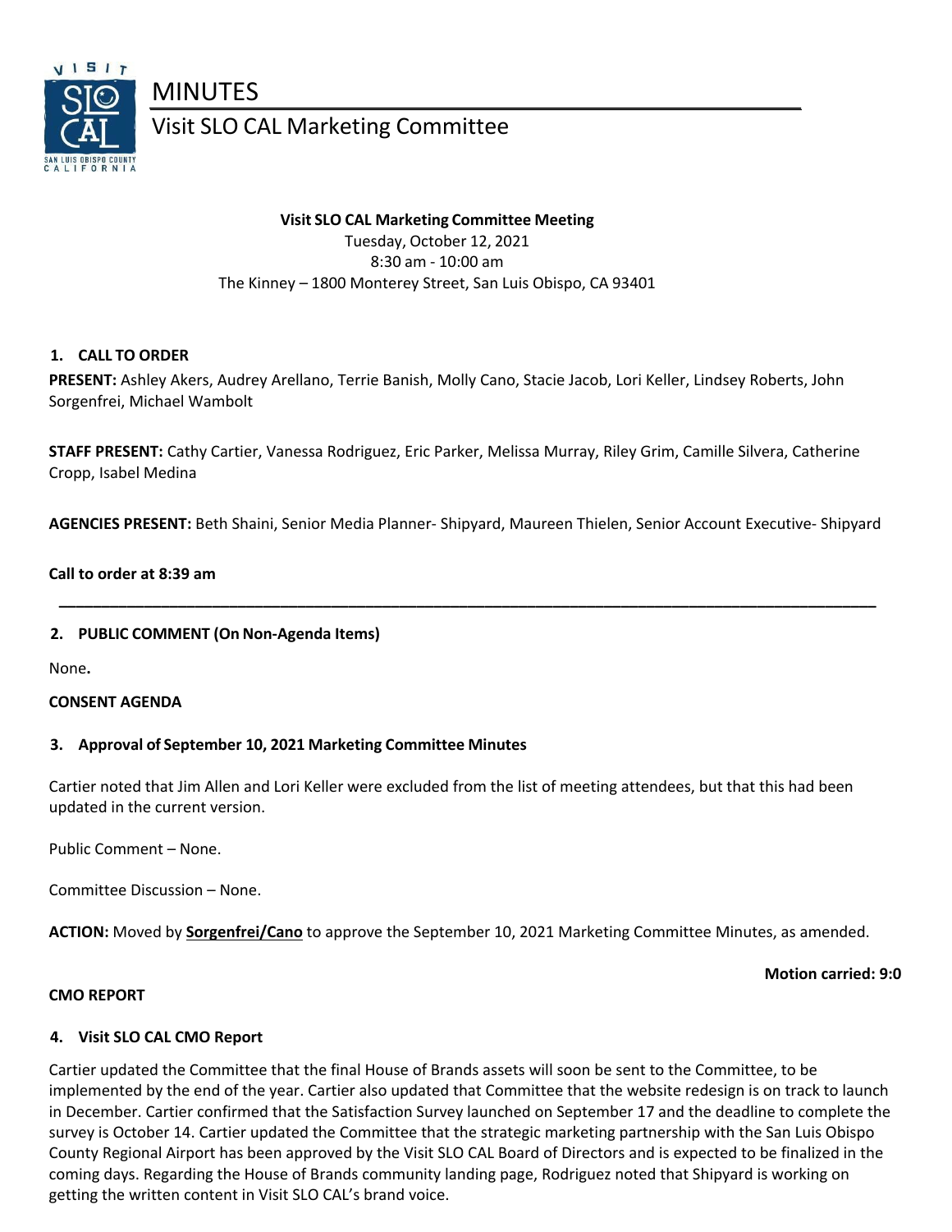# MINUTES

## Visit SLO CAL Marketing Committee

**Visit SLO CAL Marketing Committee Meeting**
Tuesday, October 12, 2021
8:30 am - 10:00 am
The Kinney – 1800 Monterey Street, San Luis Obispo, CA 93401

**1. CALL TO ORDER**

**PRESENT:** Ashley Akers, Audrey Arellano, Terrie Banish, Molly Cano, Stacie Jacob, Lori Keller, Lindsey Roberts, John Sorgenfrei, Michael Wambolt

**STAFF PRESENT:** Cathy Cartier, Vanessa Rodriguez, Eric Parker, Melissa Murray, Riley Grim, Camille Silvera, Catherine Cropp, Isabel Medina

**AGENCIES PRESENT:** Beth Shaini, Senior Media Planner- Shipyard, Maureen Thielen, Senior Account Executive- Shipyard

**Call to order at 8:39 am**

---

**2. PUBLIC COMMENT (On Non-Agenda Items)**

None.

**CONSENT AGENDA**

**3. Approval of September 10, 2021 Marketing Committee Minutes**

Cartier noted that Jim Allen and Lori Keller were excluded from the list of meeting attendees, but that this had been updated in the current version.

Public Comment – None.

Committee Discussion – None.

**ACTION:** Moved by **Sorgenfrei/Cano** to approve the September 10, 2021 Marketing Committee Minutes, as amended.

**Motion carried: 9:0**

**CMO REPORT**

**4. Visit SLO CAL CMO Report**

Cartier updated the Committee that the final House of Brands assets will soon be sent to the Committee, to be implemented by the end of the year. Cartier also updated that Committee that the website redesign is on track to launch in December. Cartier confirmed that the Satisfaction Survey launched on September 17 and the deadline to complete the survey is October 14. Cartier updated the Committee that the strategic marketing partnership with the San Luis Obispo County Regional Airport has been approved by the Visit SLO CAL Board of Directors and is expected to be finalized in the coming days. Regarding the House of Brands community landing page, Rodriguez noted that Shipyard is working on getting the written content in Visit SLO CAL's brand voice.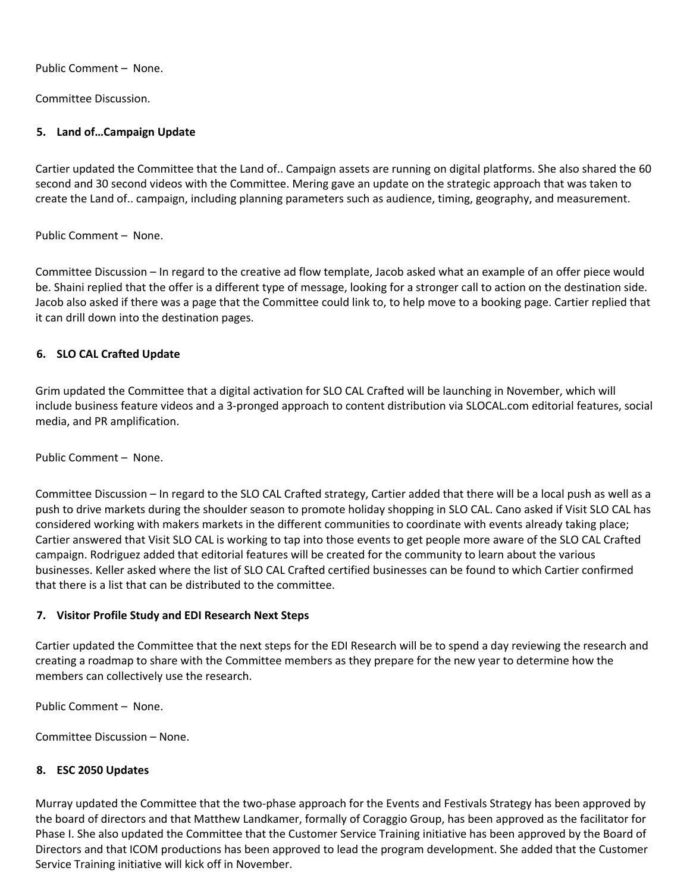Public Comment – None.

Committee Discussion.

## 5. Land of…Campaign Update

Cartier updated the Committee that the Land of.. Campaign assets are running on digital platforms. She also shared the 60 second and 30 second videos with the Committee. Mering gave an update on the strategic approach that was taken to create the Land of.. campaign, including planning parameters such as audience, timing, geography, and measurement.

Public Comment – None.

Committee Discussion – In regard to the creative ad flow template, Jacob asked what an example of an offer piece would be. Shaini replied that the offer is a different type of message, looking for a stronger call to action on the destination side. Jacob also asked if there was a page that the Committee could link to, to help move to a booking page. Cartier replied that it can drill down into the destination pages.

## 6. SLO CAL Crafted Update

Grim updated the Committee that a digital activation for SLO CAL Crafted will be launching in November, which will include business feature videos and a 3-pronged approach to content distribution via SLOCAL.com editorial features, social media, and PR amplification.

Public Comment – None.

Committee Discussion – In regard to the SLO CAL Crafted strategy, Cartier added that there will be a local push as well as a push to drive markets during the shoulder season to promote holiday shopping in SLO CAL. Cano asked if Visit SLO CAL has considered working with makers markets in the different communities to coordinate with events already taking place; Cartier answered that Visit SLO CAL is working to tap into those events to get people more aware of the SLO CAL Crafted campaign. Rodriguez added that editorial features will be created for the community to learn about the various businesses. Keller asked where the list of SLO CAL Crafted certified businesses can be found to which Cartier confirmed that there is a list that can be distributed to the committee.

## 7. Visitor Profile Study and EDI Research Next Steps

Cartier updated the Committee that the next steps for the EDI Research will be to spend a day reviewing the research and creating a roadmap to share with the Committee members as they prepare for the new year to determine how the members can collectively use the research.

Public Comment – None.

Committee Discussion – None.

## 8. ESC 2050 Updates

Murray updated the Committee that the two-phase approach for the Events and Festivals Strategy has been approved by the board of directors and that Matthew Landkamer, formally of Coraggio Group, has been approved as the facilitator for Phase I. She also updated the Committee that the Customer Service Training initiative has been approved by the Board of Directors and that ICOM productions has been approved to lead the program development. She added that the Customer Service Training initiative will kick off in November.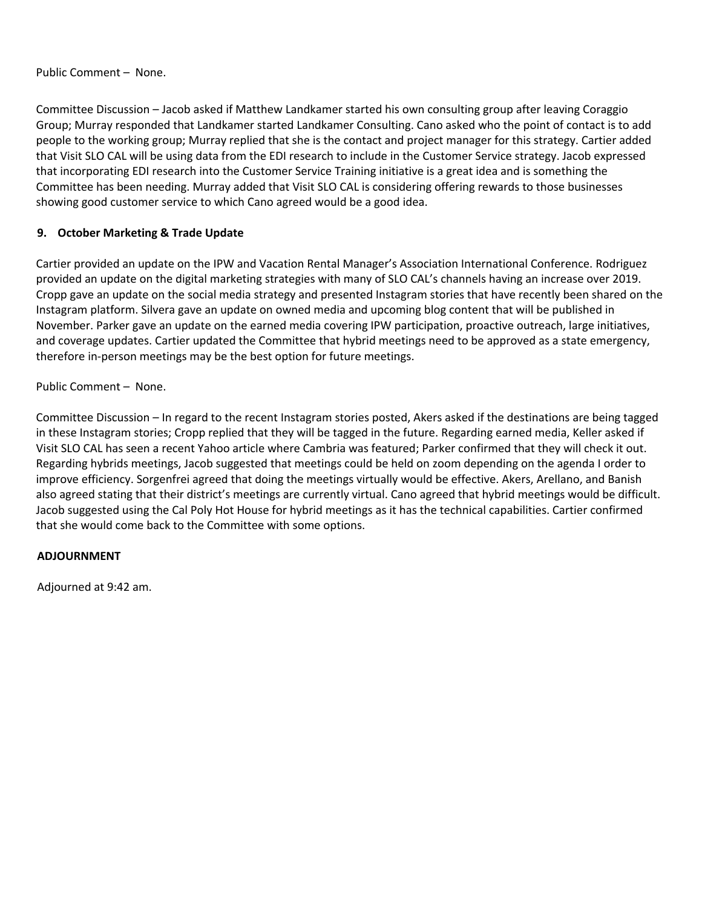Public Comment – None.

Committee Discussion – Jacob asked if Matthew Landkamer started his own consulting group after leaving Coraggio Group; Murray responded that Landkamer started Landkamer Consulting. Cano asked who the point of contact is to add people to the working group; Murray replied that she is the contact and project manager for this strategy. Cartier added that Visit SLO CAL will be using data from the EDI research to include in the Customer Service strategy. Jacob expressed that incorporating EDI research into the Customer Service Training initiative is a great idea and is something the Committee has been needing. Murray added that Visit SLO CAL is considering offering rewards to those businesses showing good customer service to which Cano agreed would be a good idea.

**9. October Marketing & Trade Update**

Cartier provided an update on the IPW and Vacation Rental Manager's Association International Conference. Rodriguez provided an update on the digital marketing strategies with many of SLO CAL's channels having an increase over 2019. Cropp gave an update on the social media strategy and presented Instagram stories that have recently been shared on the Instagram platform. Silvera gave an update on owned media and upcoming blog content that will be published in November. Parker gave an update on the earned media covering IPW participation, proactive outreach, large initiatives, and coverage updates. Cartier updated the Committee that hybrid meetings need to be approved as a state emergency, therefore in-person meetings may be the best option for future meetings.

Public Comment – None.

Committee Discussion – In regard to the recent Instagram stories posted, Akers asked if the destinations are being tagged in these Instagram stories; Cropp replied that they will be tagged in the future. Regarding earned media, Keller asked if Visit SLO CAL has seen a recent Yahoo article where Cambria was featured; Parker confirmed that they will check it out. Regarding hybrids meetings, Jacob suggested that meetings could be held on zoom depending on the agenda I order to improve efficiency. Sorgenfrei agreed that doing the meetings virtually would be effective. Akers, Arellano, and Banish also agreed stating that their district's meetings are currently virtual. Cano agreed that hybrid meetings would be difficult. Jacob suggested using the Cal Poly Hot House for hybrid meetings as it has the technical capabilities. Cartier confirmed that she would come back to the Committee with some options.

**ADJOURNMENT**

Adjourned at 9:42 am.